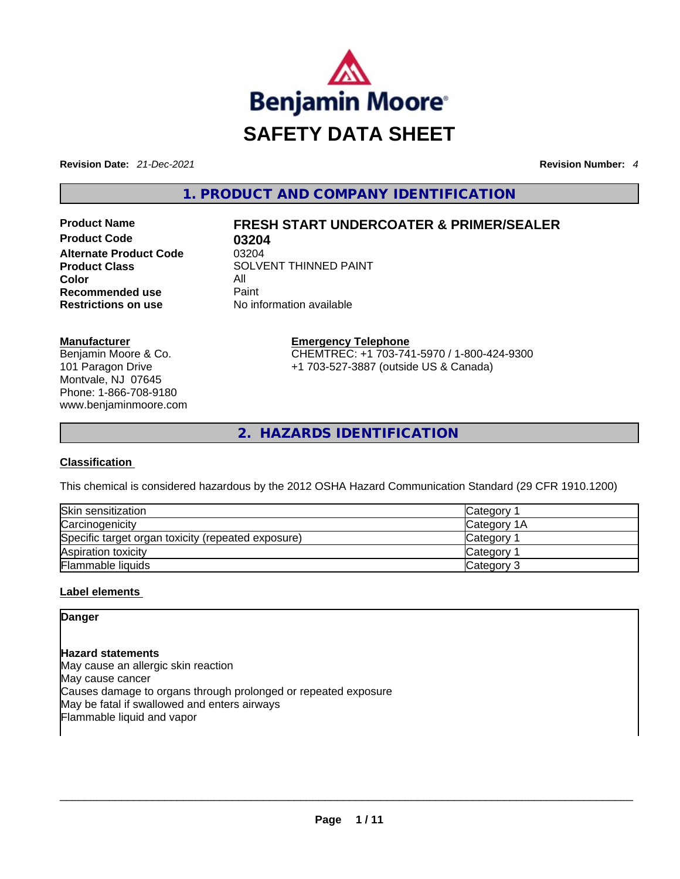Benjamin Moore®

# SAFETY DATA SHEET

**Revision Date:** *21-Dec-2021* **Revision Number:** *4*

## 1. PRODUCT AND COMPANY IDENTIFICATION

| | |
|---|---|
| **Product Name** | **FRESH START UNDERCOATER & PRIMER/SEALER** |
| **Product Code** | **03204** |
| **Alternate Product Code** | 03204 |
| **Product Class** | SOLVENT THINNED PAINT |
| **Color** | All |
| **Recommended use** | Paint |
| **Restrictions on use** | No information available |

**Manufacturer**
Benjamin Moore & Co.
101 Paragon Drive
Montvale, NJ 07645
Phone: 1-866-708-9180
www.benjaminmoore.com

**Emergency Telephone**
CHEMTREC: +1 703-741-5970 / 1-800-424-9300
+1 703-527-3887 (outside US & Canada)

## 2. HAZARDS IDENTIFICATION

### Classification

This chemical is considered hazardous by the 2012 OSHA Hazard Communication Standard (29 CFR 1910.1200)

| | |
|---|---|
| Skin sensitization | Category 1 |
| Carcinogenicity | Category 1A |
| Specific target organ toxicity (repeated exposure) | Category 1 |
| Aspiration toxicity | Category 1 |
| Flammable liquids | Category 3 |

### Label elements

**Danger**

**Hazard statements**
May cause an allergic skin reaction
May cause cancer
Causes damage to organs through prolonged or repeated exposure
May be fatal if swallowed and enters airways
Flammable liquid and vapor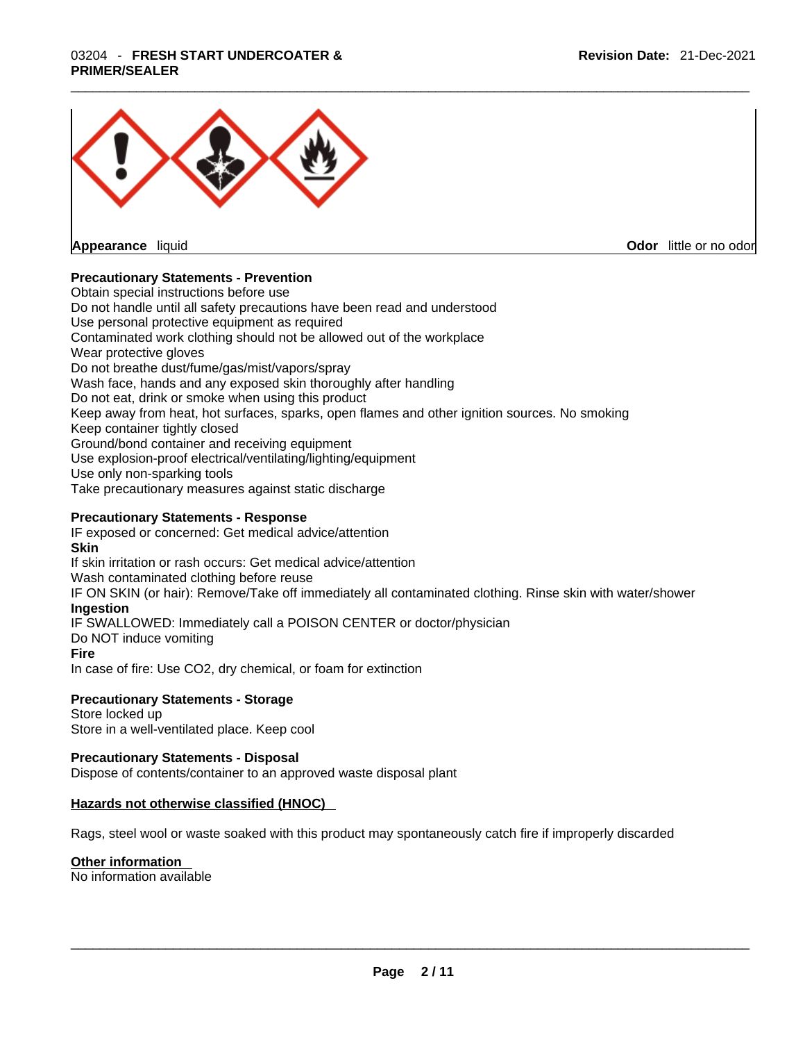**Appearance** liquid **Odor** little or no odor

**Precautionary Statements - Prevention**

Obtain special instructions before use
Do not handle until all safety precautions have been read and understood
Use personal protective equipment as required
Contaminated work clothing should not be allowed out of the workplace
Wear protective gloves
Do not breathe dust/fume/gas/mist/vapors/spray
Wash face, hands and any exposed skin thoroughly after handling
Do not eat, drink or smoke when using this product
Keep away from heat, hot surfaces, sparks, open flames and other ignition sources. No smoking
Keep container tightly closed
Ground/bond container and receiving equipment
Use explosion-proof electrical/ventilating/lighting/equipment
Use only non-sparking tools
Take precautionary measures against static discharge

**Precautionary Statements - Response**

IF exposed or concerned: Get medical advice/attention

**Skin**

If skin irritation or rash occurs: Get medical advice/attention
Wash contaminated clothing before reuse
IF ON SKIN (or hair): Remove/Take off immediately all contaminated clothing. Rinse skin with water/shower

**Ingestion**

IF SWALLOWED: Immediately call a POISON CENTER or doctor/physician
Do NOT induce vomiting

**Fire**

In case of fire: Use CO2, dry chemical, or foam for extinction

**Precautionary Statements - Storage**

Store locked up
Store in a well-ventilated place. Keep cool

**Precautionary Statements - Disposal**

Dispose of contents/container to an approved waste disposal plant

**Hazards not otherwise classified (HNOC)**

Rags, steel wool or waste soaked with this product may spontaneously catch fire if improperly discarded

**Other information**

No information available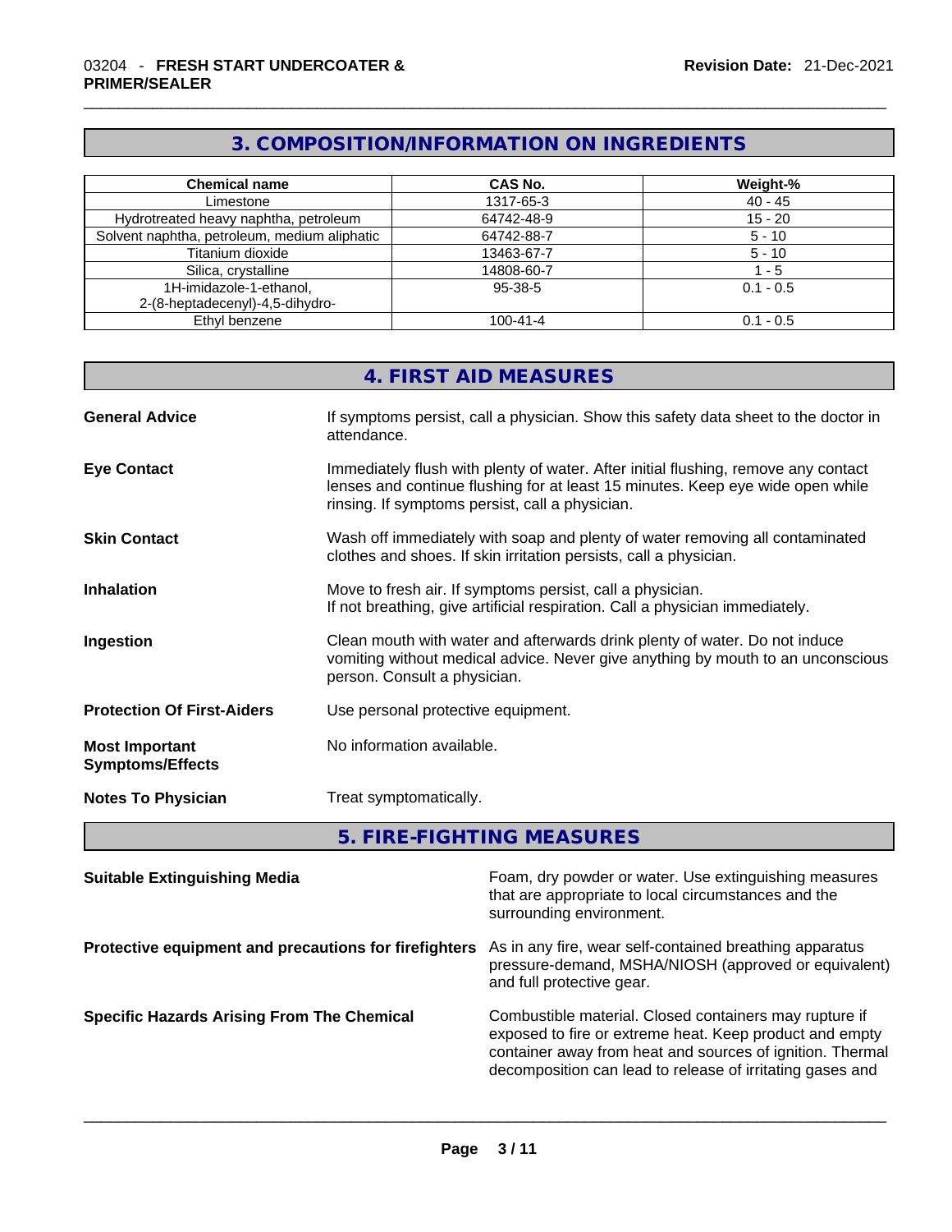## 3. COMPOSITION/INFORMATION ON INGREDIENTS

| Chemical name | CAS No. | Weight-% |
|---|---|---|
| Limestone | 1317-65-3 | 40 - 45 |
| Hydrotreated heavy naphtha, petroleum | 64742-48-9 | 15 - 20 |
| Solvent naphtha, petroleum, medium aliphatic | 64742-88-7 | 5 - 10 |
| Titanium dioxide | 13463-67-7 | 5 - 10 |
| Silica, crystalline | 14808-60-7 | 1 - 5 |
| 1H-imidazole-1-ethanol, 2-(8-heptadecenyl)-4,5-dihydro- | 95-38-5 | 0.1 - 0.5 |
| Ethyl benzene | 100-41-4 | 0.1 - 0.5 |

## 4. FIRST AID MEASURES

**General Advice**
If symptoms persist, call a physician. Show this safety data sheet to the doctor in attendance.

**Eye Contact**
Immediately flush with plenty of water. After initial flushing, remove any contact lenses and continue flushing for at least 15 minutes. Keep eye wide open while rinsing. If symptoms persist, call a physician.

**Skin Contact**
Wash off immediately with soap and plenty of water removing all contaminated clothes and shoes. If skin irritation persists, call a physician.

**Inhalation**
Move to fresh air. If symptoms persist, call a physician.
If not breathing, give artificial respiration. Call a physician immediately.

**Ingestion**
Clean mouth with water and afterwards drink plenty of water. Do not induce vomiting without medical advice. Never give anything by mouth to an unconscious person. Consult a physician.

**Protection Of First-Aiders**
Use personal protective equipment.

**Most Important Symptoms/Effects**
No information available.

**Notes To Physician**
Treat symptomatically.

## 5. FIRE-FIGHTING MEASURES

**Suitable Extinguishing Media**
Foam, dry powder or water. Use extinguishing measures that are appropriate to local circumstances and the surrounding environment.

**Protective equipment and precautions for firefighters**
As in any fire, wear self-contained breathing apparatus pressure-demand, MSHA/NIOSH (approved or equivalent) and full protective gear.

**Specific Hazards Arising From The Chemical**
Combustible material. Closed containers may rupture if exposed to fire or extreme heat. Keep product and empty container away from heat and sources of ignition. Thermal decomposition can lead to release of irritating gases and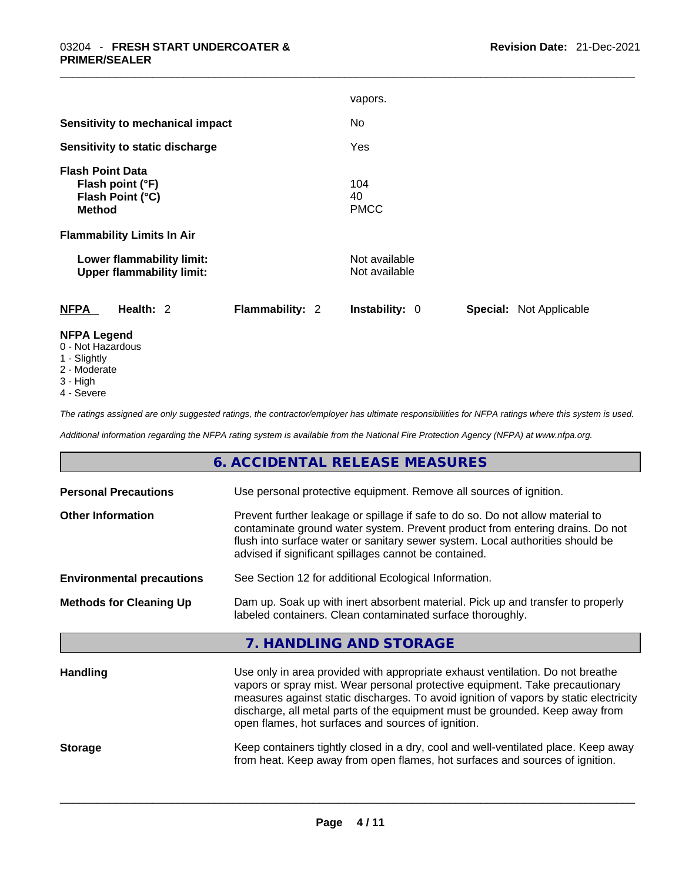vapors.

**Sensitivity to mechanical impact** No

**Sensitivity to static discharge** Yes

**Flash Point Data**
**Flash point (°F)** 104
**Flash Point (°C)** 40
**Method** PMCC

**Flammability Limits In Air**

**Lower flammability limit:** Not available
**Upper flammability limit:** Not available

| NFPA | Health: 2 | Flammability: 2 | Instability: 0 | Special: Not Applicable |
|---|---|---|---|---|

**NFPA Legend**
0 - Not Hazardous
1 - Slightly
2 - Moderate
3 - High
4 - Severe

*The ratings assigned are only suggested ratings, the contractor/employer has ultimate responsibilities for NFPA ratings where this system is used.*

*Additional information regarding the NFPA rating system is available from the National Fire Protection Agency (NFPA) at www.nfpa.org.*

## 6. ACCIDENTAL RELEASE MEASURES

**Personal Precautions** Use personal protective equipment. Remove all sources of ignition.

**Other Information** Prevent further leakage or spillage if safe to do so. Do not allow material to contaminate ground water system. Prevent product from entering drains. Do not flush into surface water or sanitary sewer system. Local authorities should be advised if significant spillages cannot be contained.

**Environmental precautions** See Section 12 for additional Ecological Information.

**Methods for Cleaning Up** Dam up. Soak up with inert absorbent material. Pick up and transfer to properly labeled containers. Clean contaminated surface thoroughly.

## 7. HANDLING AND STORAGE

**Handling** Use only in area provided with appropriate exhaust ventilation. Do not breathe vapors or spray mist. Wear personal protective equipment. Take precautionary measures against static discharges. To avoid ignition of vapors by static electricity discharge, all metal parts of the equipment must be grounded. Keep away from open flames, hot surfaces and sources of ignition.

**Storage** Keep containers tightly closed in a dry, cool and well-ventilated place. Keep away from heat. Keep away from open flames, hot surfaces and sources of ignition.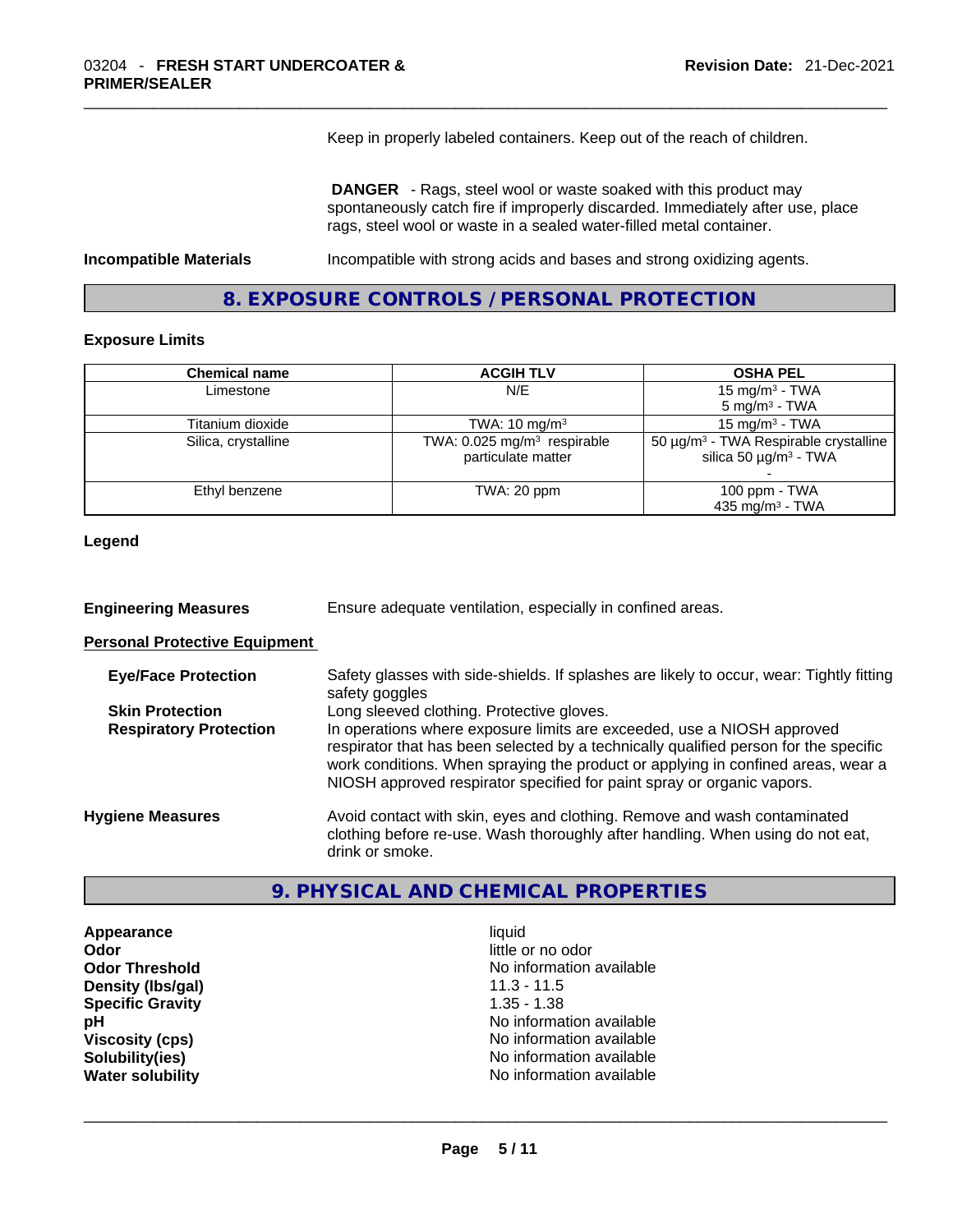Keep in properly labeled containers. Keep out of the reach of children.

**DANGER** - Rags, steel wool or waste soaked with this product may spontaneously catch fire if improperly discarded. Immediately after use, place rags, steel wool or waste in a sealed water-filled metal container.

**Incompatible Materials** Incompatible with strong acids and bases and strong oxidizing agents.

## 8. EXPOSURE CONTROLS / PERSONAL PROTECTION

### Exposure Limits

| Chemical name | ACGIH TLV | OSHA PEL |
|---|---|---|
| Limestone | N/E | 15 mg/m³ - TWA<br>5 mg/m³ - TWA |
| Titanium dioxide | TWA: 10 mg/m³ | 15 mg/m³ - TWA |
| Silica, crystalline | TWA: 0.025 mg/m³ respirable particulate matter | 50 µg/m³ - TWA Respirable crystalline silica 50 µg/m³ - TWA<br>- |
| Ethyl benzene | TWA: 20 ppm | 100 ppm - TWA<br>435 mg/m³ - TWA |

**Legend**

**Engineering Measures** Ensure adequate ventilation, especially in confined areas.

**Personal Protective Equipment**

**Eye/Face Protection** Safety glasses with side-shields. If splashes are likely to occur, wear: Tightly fitting safety goggles

**Skin Protection** Long sleeved clothing. Protective gloves.

**Respiratory Protection** In operations where exposure limits are exceeded, use a NIOSH approved respirator that has been selected by a technically qualified person for the specific work conditions. When spraying the product or applying in confined areas, wear a NIOSH approved respirator specified for paint spray or organic vapors.

**Hygiene Measures** Avoid contact with skin, eyes and clothing. Remove and wash contaminated clothing before re-use. Wash thoroughly after handling. When using do not eat, drink or smoke.

## 9. PHYSICAL AND CHEMICAL PROPERTIES

**Appearance** liquid
**Odor** little or no odor
**Odor Threshold** No information available
**Density (lbs/gal)** 11.3 - 11.5
**Specific Gravity** 1.35 - 1.38
**pH** No information available
**Viscosity (cps)** No information available
**Solubility(ies)** No information available
**Water solubility** No information available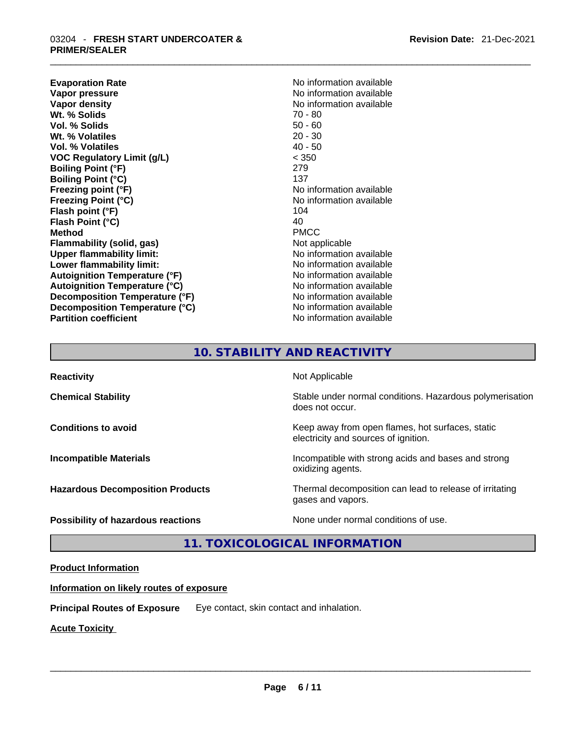| | |
|---|---|
| **Evaporation Rate** | No information available |
| **Vapor pressure** | No information available |
| **Vapor density** | No information available |
| **Wt. % Solids** | 70 - 80 |
| **Vol. % Solids** | 50 - 60 |
| **Wt. % Volatiles** | 20 - 30 |
| **Vol. % Volatiles** | 40 - 50 |
| **VOC Regulatory Limit (g/L)** | < 350 |
| **Boiling Point (°F)** | 279 |
| **Boiling Point (°C)** | 137 |
| **Freezing point (°F)** | No information available |
| **Freezing Point (°C)** | No information available |
| **Flash point (°F)** | 104 |
| **Flash Point (°C)** | 40 |
| **Method** | PMCC |
| **Flammability (solid, gas)** | Not applicable |
| **Upper flammability limit:** | No information available |
| **Lower flammability limit:** | No information available |
| **Autoignition Temperature (°F)** | No information available |
| **Autoignition Temperature (°C)** | No information available |
| **Decomposition Temperature (°F)** | No information available |
| **Decomposition Temperature (°C)** | No information available |
| **Partition coefficient** | No information available |

## 10. STABILITY AND REACTIVITY

| | |
|---|---|
| **Reactivity** | Not Applicable |
| **Chemical Stability** | Stable under normal conditions. Hazardous polymerisation does not occur. |
| **Conditions to avoid** | Keep away from open flames, hot surfaces, static electricity and sources of ignition. |
| **Incompatible Materials** | Incompatible with strong acids and bases and strong oxidizing agents. |
| **Hazardous Decomposition Products** | Thermal decomposition can lead to release of irritating gases and vapors. |
| **Possibility of hazardous reactions** | None under normal conditions of use. |

## 11. TOXICOLOGICAL INFORMATION

**Product Information**

**Information on likely routes of exposure**

**Principal Routes of Exposure** Eye contact, skin contact and inhalation.

**Acute Toxicity**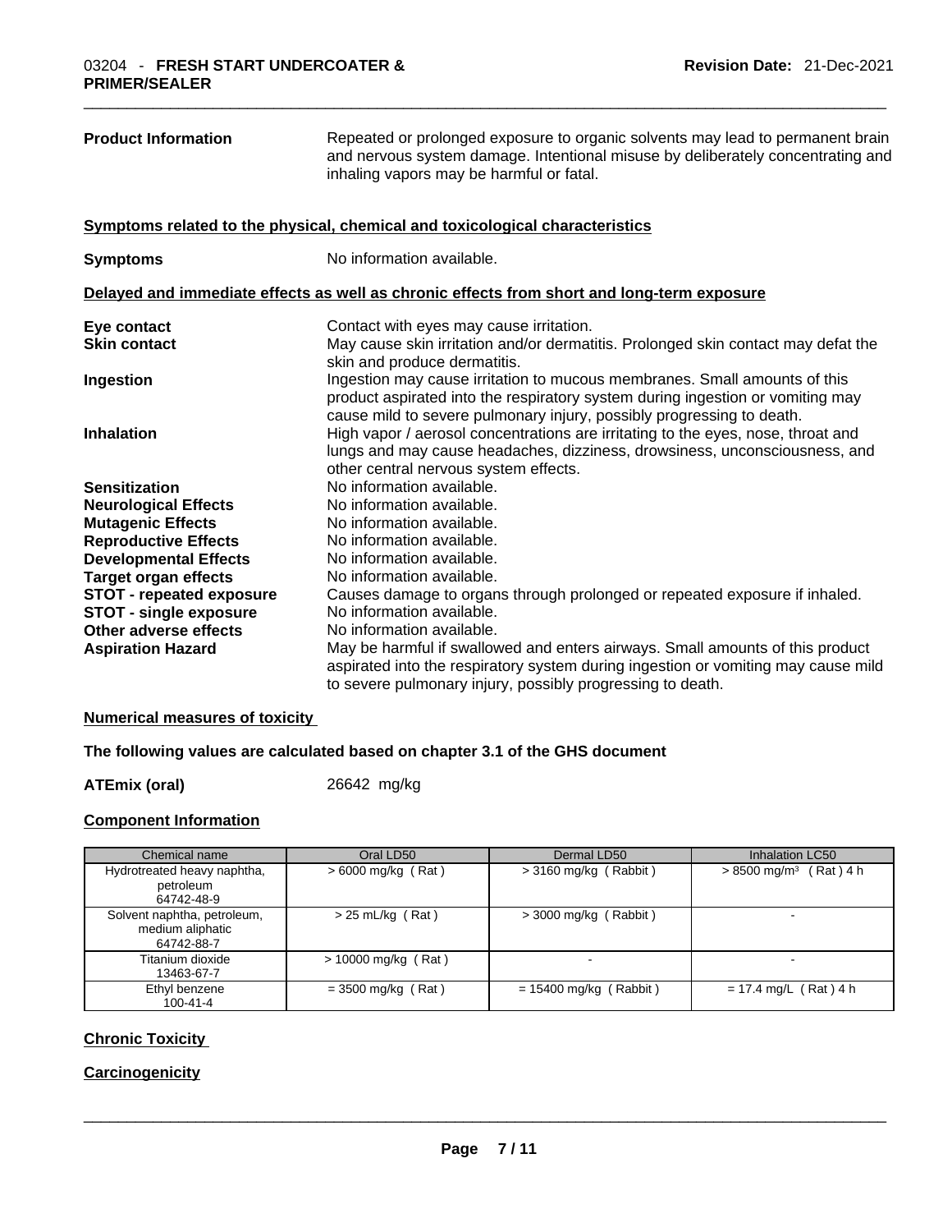**Product Information** Repeated or prolonged exposure to organic solvents may lead to permanent brain and nervous system damage. Intentional misuse by deliberately concentrating and inhaling vapors may be harmful or fatal.

**Symptoms related to the physical, chemical and toxicological characteristics**

**Symptoms** No information available.

**Delayed and immediate effects as well as chronic effects from short and long-term exposure**

**Eye contact** Contact with eyes may cause irritation.

**Skin contact** May cause skin irritation and/or dermatitis. Prolonged skin contact may defat the skin and produce dermatitis.

**Ingestion** Ingestion may cause irritation to mucous membranes. Small amounts of this product aspirated into the respiratory system during ingestion or vomiting may cause mild to severe pulmonary injury, possibly progressing to death.

**Inhalation** High vapor / aerosol concentrations are irritating to the eyes, nose, throat and lungs and may cause headaches, dizziness, drowsiness, unconsciousness, and other central nervous system effects.

**Sensitization** No information available.

**Neurological Effects** No information available.

**Mutagenic Effects** No information available.

**Reproductive Effects** No information available.

**Developmental Effects** No information available.

**Target organ effects** No information available.

**STOT - repeated exposure** Causes damage to organs through prolonged or repeated exposure if inhaled.

**STOT - single exposure** No information available.

**Other adverse effects** No information available.

**Aspiration Hazard** May be harmful if swallowed and enters airways. Small amounts of this product aspirated into the respiratory system during ingestion or vomiting may cause mild to severe pulmonary injury, possibly progressing to death.

**Numerical measures of toxicity**

**The following values are calculated based on chapter 3.1 of the GHS document**

**ATEmix (oral)** 26642 mg/kg

**Component Information**

| Chemical name | Oral LD50 | Dermal LD50 | Inhalation LC50 |
|---|---|---|---|
| Hydrotreated heavy naphtha, petroleum 64742-48-9 | > 6000 mg/kg ( Rat ) | > 3160 mg/kg ( Rabbit ) | > 8500 mg/m$^3$ ( Rat ) 4 h |
| Solvent naphtha, petroleum, medium aliphatic 64742-88-7 | > 25 mL/kg ( Rat ) | > 3000 mg/kg ( Rabbit ) | - |
| Titanium dioxide 13463-67-7 | > 10000 mg/kg ( Rat ) | - | - |
| Ethyl benzene 100-41-4 | = 3500 mg/kg ( Rat ) | = 15400 mg/kg ( Rabbit ) | = 17.4 mg/L ( Rat ) 4 h |

**Chronic Toxicity**

**Carcinogenicity**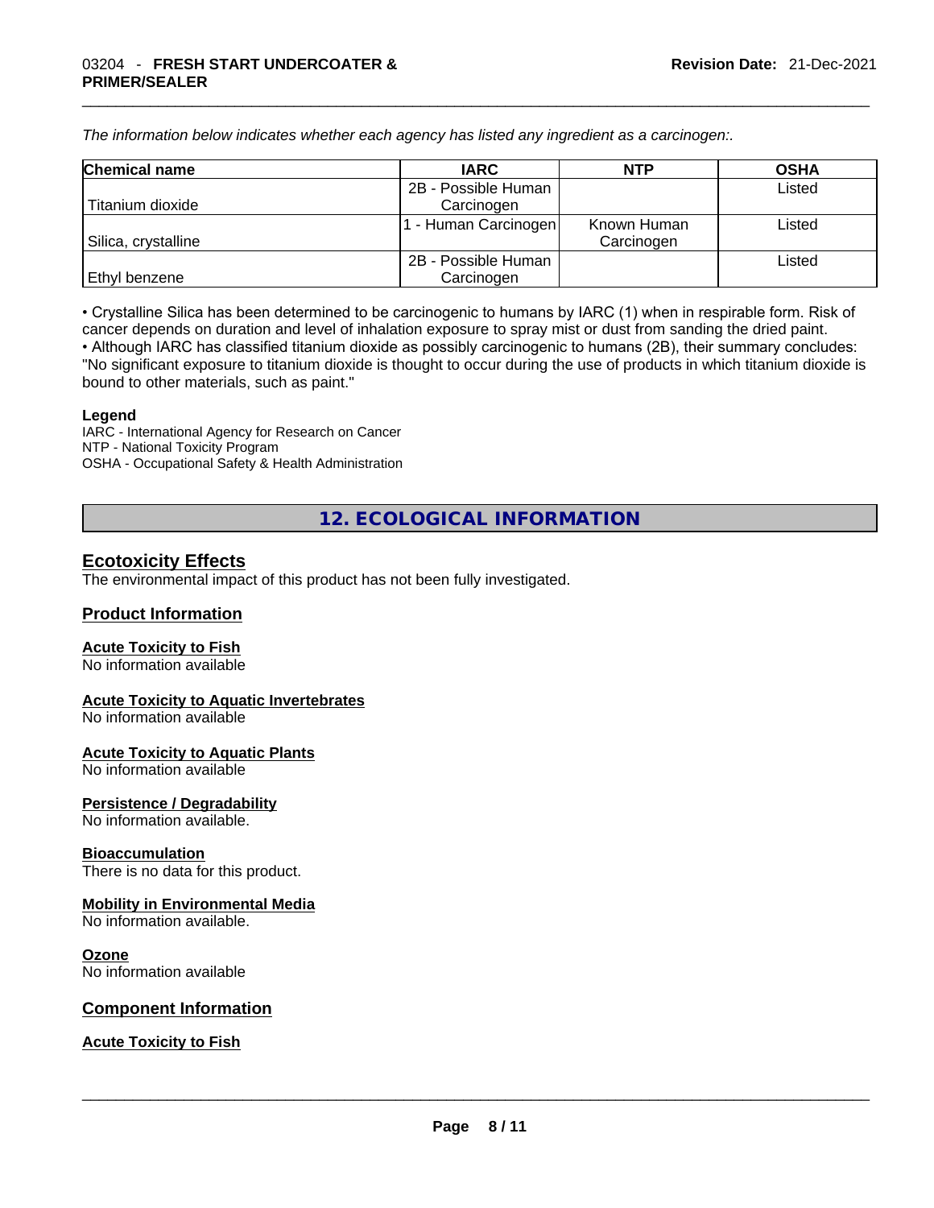*The information below indicates whether each agency has listed any ingredient as a carcinogen:.*

| Chemical name | IARC | NTP | OSHA |
|---|---|---|---|
| Titanium dioxide | 2B - Possible Human Carcinogen | | Listed |
| Silica, crystalline | 1 - Human Carcinogen | Known Human Carcinogen | Listed |
| Ethyl benzene | 2B - Possible Human Carcinogen | | Listed |

• Crystalline Silica has been determined to be carcinogenic to humans by IARC (1) when in respirable form. Risk of cancer depends on duration and level of inhalation exposure to spray mist or dust from sanding the dried paint.
• Although IARC has classified titanium dioxide as possibly carcinogenic to humans (2B), their summary concludes: "No significant exposure to titanium dioxide is thought to occur during the use of products in which titanium dioxide is bound to other materials, such as paint."

**Legend**
IARC - International Agency for Research on Cancer
NTP - National Toxicity Program
OSHA - Occupational Safety & Health Administration

## 12. ECOLOGICAL INFORMATION

### Ecotoxicity Effects

The environmental impact of this product has not been fully investigated.

### Product Information

**Acute Toxicity to Fish**
No information available

**Acute Toxicity to Aquatic Invertebrates**
No information available

**Acute Toxicity to Aquatic Plants**
No information available

**Persistence / Degradability**
No information available.

**Bioaccumulation**
There is no data for this product.

**Mobility in Environmental Media**
No information available.

**Ozone**
No information available

### Component Information

**Acute Toxicity to Fish**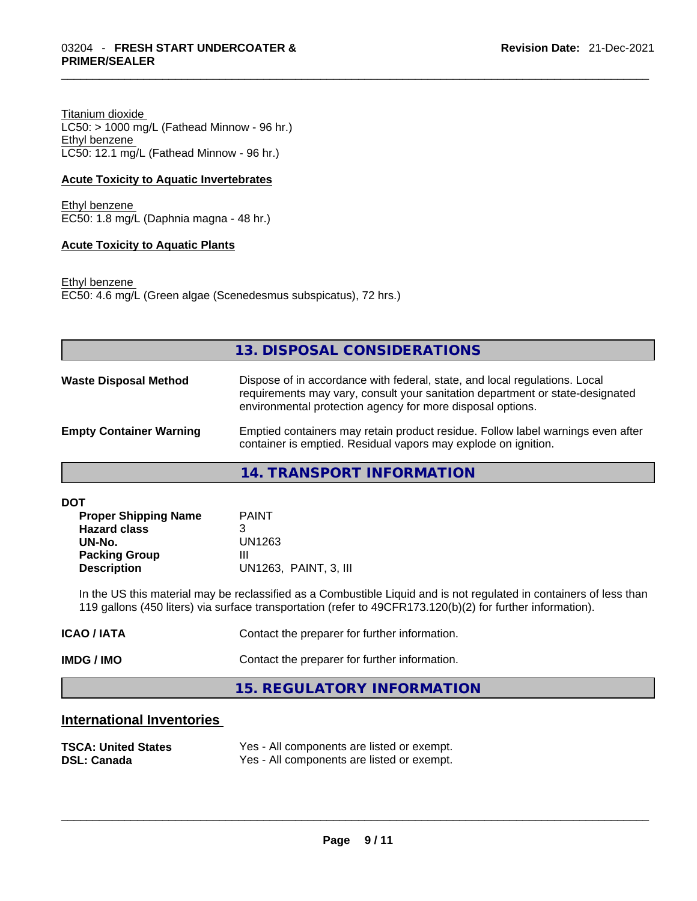Titanium dioxide
LC50: > 1000 mg/L (Fathead Minnow - 96 hr.)
Ethyl benzene
LC50: 12.1 mg/L (Fathead Minnow - 96 hr.)

**Acute Toxicity to Aquatic Invertebrates**

Ethyl benzene
EC50: 1.8 mg/L (Daphnia magna - 48 hr.)

**Acute Toxicity to Aquatic Plants**

Ethyl benzene
EC50: 4.6 mg/L (Green algae (Scenedesmus subspicatus), 72 hrs.)

## 13. DISPOSAL CONSIDERATIONS

**Waste Disposal Method** — Dispose of in accordance with federal, state, and local regulations. Local requirements may vary, consult your sanitation department or state-designated environmental protection agency for more disposal options.

**Empty Container Warning** — Emptied containers may retain product residue. Follow label warnings even after container is emptied. Residual vapors may explode on ignition.

## 14. TRANSPORT INFORMATION

**DOT**

| | |
|---|---|
| **Proper Shipping Name** | PAINT |
| **Hazard class** | 3 |
| **UN-No.** | UN1263 |
| **Packing Group** | III |
| **Description** | UN1263, PAINT, 3, III |

In the US this material may be reclassified as a Combustible Liquid and is not regulated in containers of less than 119 gallons (450 liters) via surface transportation (refer to 49CFR173.120(b)(2) for further information).

**ICAO / IATA** — Contact the preparer for further information.

**IMDG / IMO** — Contact the preparer for further information.

## 15. REGULATORY INFORMATION

### International Inventories

| | |
|---|---|
| **TSCA: United States** | Yes - All components are listed or exempt. |
| **DSL: Canada** | Yes - All components are listed or exempt. |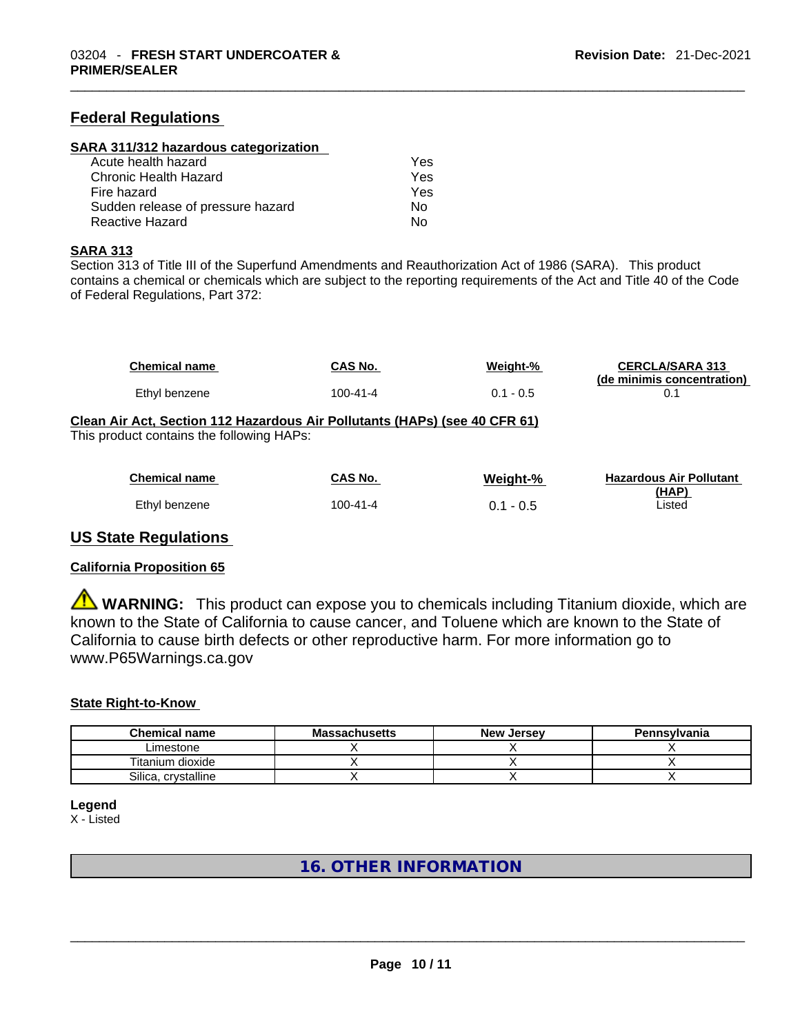## Federal Regulations

### SARA 311/312 hazardous categorization

| | |
|---|---|
| Acute health hazard | Yes |
| Chronic Health Hazard | Yes |
| Fire hazard | Yes |
| Sudden release of pressure hazard | No |
| Reactive Hazard | No |

### SARA 313

Section 313 of Title III of the Superfund Amendments and Reauthorization Act of 1986 (SARA). This product contains a chemical or chemicals which are subject to the reporting requirements of the Act and Title 40 of the Code of Federal Regulations, Part 372:

| Chemical name | CAS No. | Weight-% | CERCLA/SARA 313 (de minimis concentration) |
|---|---|---|---|
| Ethyl benzene | 100-41-4 | 0.1 - 0.5 | 0.1 |

### Clean Air Act, Section 112 Hazardous Air Pollutants (HAPs) (see 40 CFR 61)

This product contains the following HAPs:

| Chemical name | CAS No. | Weight-% | Hazardous Air Pollutant (HAP) |
|---|---|---|---|
| Ethyl benzene | 100-41-4 | 0.1 - 0.5 | Listed |

## US State Regulations

### California Proposition 65

⚠ **WARNING:** This product can expose you to chemicals including Titanium dioxide, which are known to the State of California to cause cancer, and Toluene which are known to the State of California to cause birth defects or other reproductive harm. For more information go to www.P65Warnings.ca.gov

### State Right-to-Know

| Chemical name | Massachusetts | New Jersey | Pennsylvania |
|---|---|---|---|
| Limestone | X | X | X |
| Titanium dioxide | X | X | X |
| Silica, crystalline | X | X | X |

**Legend**

X - Listed

## 16. OTHER INFORMATION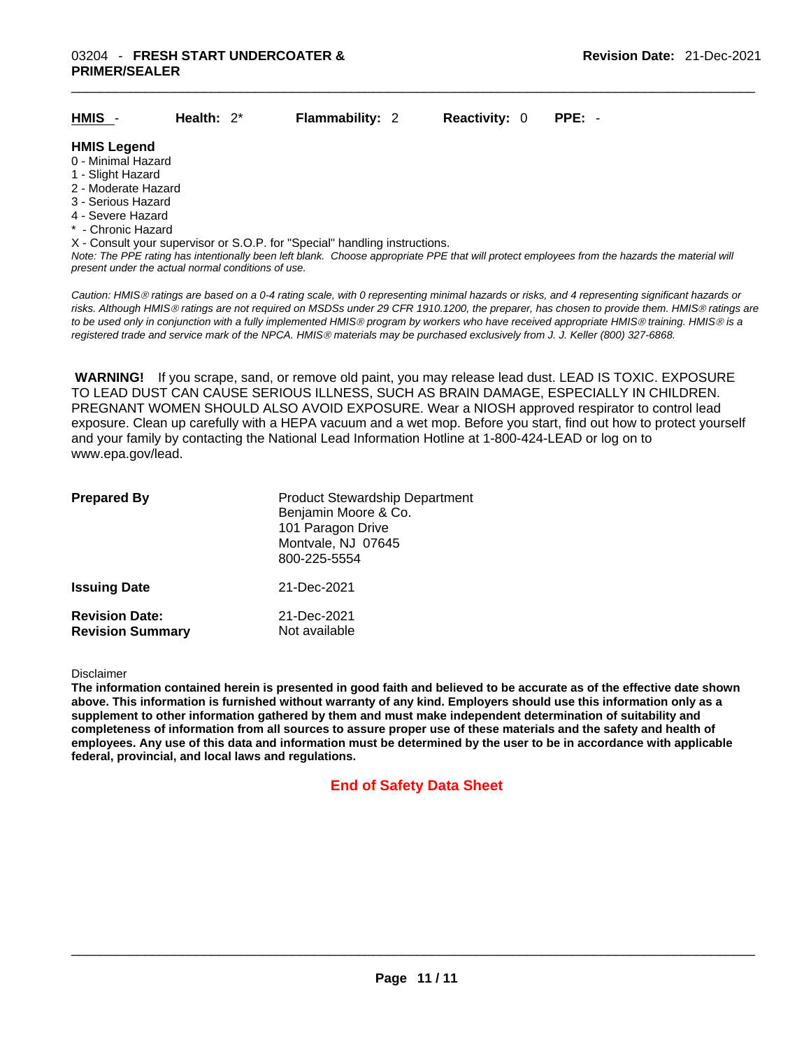| HMIS - | Health: 2* | Flammability: 2 | Reactivity: 0 | PPE: - |
|---|---|---|---|---|

**HMIS Legend**

0 - Minimal Hazard
1 - Slight Hazard
2 - Moderate Hazard
3 - Serious Hazard
4 - Severe Hazard
* - Chronic Hazard
X - Consult your supervisor or S.O.P. for "Special" handling instructions.

*Note: The PPE rating has intentionally been left blank. Choose appropriate PPE that will protect employees from the hazards the material will present under the actual normal conditions of use.*

*Caution: HMIS® ratings are based on a 0-4 rating scale, with 0 representing minimal hazards or risks, and 4 representing significant hazards or risks. Although HMIS® ratings are not required on MSDSs under 29 CFR 1910.1200, the preparer, has chosen to provide them. HMIS® ratings are to be used only in conjunction with a fully implemented HMIS® program by workers who have received appropriate HMIS® training. HMIS® is a registered trade and service mark of the NPCA. HMIS® materials may be purchased exclusively from J. J. Keller (800) 327-6868.*

**WARNING!** If you scrape, sand, or remove old paint, you may release lead dust. LEAD IS TOXIC. EXPOSURE TO LEAD DUST CAN CAUSE SERIOUS ILLNESS, SUCH AS BRAIN DAMAGE, ESPECIALLY IN CHILDREN. PREGNANT WOMEN SHOULD ALSO AVOID EXPOSURE. Wear a NIOSH approved respirator to control lead exposure. Clean up carefully with a HEPA vacuum and a wet mop. Before you start, find out how to protect yourself and your family by contacting the National Lead Information Hotline at 1-800-424-LEAD or log on to www.epa.gov/lead.

| | |
|---|---|
| **Prepared By** | Product Stewardship Department<br>Benjamin Moore & Co.<br>101 Paragon Drive<br>Montvale, NJ 07645<br>800-225-5554 |
| **Issuing Date** | 21-Dec-2021 |
| **Revision Date:** | 21-Dec-2021 |
| **Revision Summary** | Not available |

Disclaimer

**The information contained herein is presented in good faith and believed to be accurate as of the effective date shown above. This information is furnished without warranty of any kind. Employers should use this information only as a supplement to other information gathered by them and must make independent determination of suitability and completeness of information from all sources to assure proper use of these materials and the safety and health of employees. Any use of this data and information must be determined by the user to be in accordance with applicable federal, provincial, and local laws and regulations.**

**End of Safety Data Sheet**